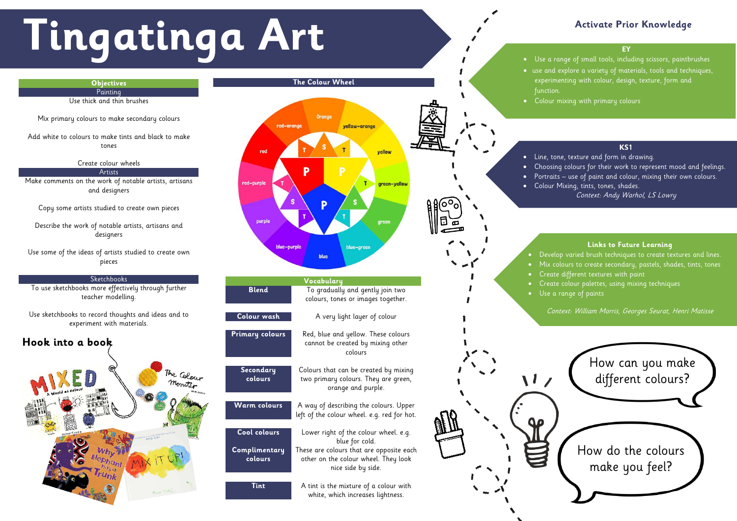# Tingatinga Art

## Objectives

**Painting**

Use thick and thin brushes

Mix primary colours to make secondary colours

Add white to colours to make tints and black to make tones

Create colour wheels

**Artists**

Make comments on the work of notable artists, artisans and designers

Copy some artists studied to create own pieces

Describe the work of notable artists, artisans and designers

Use some of the ideas of artists studied to create own pieces

**Sketchbooks**

To use sketchbooks more effectively through further teacher modelling.

Use sketchbooks to record thoughts and ideas and to experiment with materials.

## Hook into a book

## The Colour Wheel

Orange, yellow-orange, yellow, green-yellow, green, blue-green, blue, blue-purple, purple, red-purple, red, red-orange

P – Primary, S – Secondary, T – Tertiary

## Vocabulary

| Term | Definition |
|---|---|
| Blend | To gradually and gently join two colours, tones or images together. |
| Colour wash | A very light layer of colour |
| Primary colours | Red, blue and yellow. These colours cannot be created by mixing other colours |
| Secondary colours | Colours that can be created by mixing two primary colours. They are green, orange and purple. |
| Warm colours | A way of describing the colours. Upper left of the colour wheel. e.g. red for hot. |
| Cool colours | Lower right of the colour wheel. e.g. blue for cold. |
| Complimentary colours | These are colours that are opposite each other on the colour wheel. They look nice side by side. |
| Tint | A tint is the mixture of a colour with white, which increases lightness. |

## Activate Prior Knowledge

### EY

- Use a range of small tools, including scissors, paintbrushes
- use and explore a variety of materials, tools and techniques, experimenting with colour, design, texture, form and function.
- Colour mixing with primary colours

### KS1

- Line, tone, texture and form in drawing.
- Choosing colours for their work to represent mood and feelings.
- Portraits – use of paint and colour, mixing their own colours.
- Colour Mixing, tints, tones, shades.

*Context: Andy Warhol, LS Lowry*

### Links to Future Learning

- Develop varied brush techniques to create textures and lines.
- Mix colours to create secondary, pastels, shades, tints, tones
- Create different textures with paint
- Create colour palettes, using mixing techniques
- Use a range of paints

*Context: William Morris, Georges Seurat, Henri Matisse*

How can you make different colours?

How do the colours make you feel?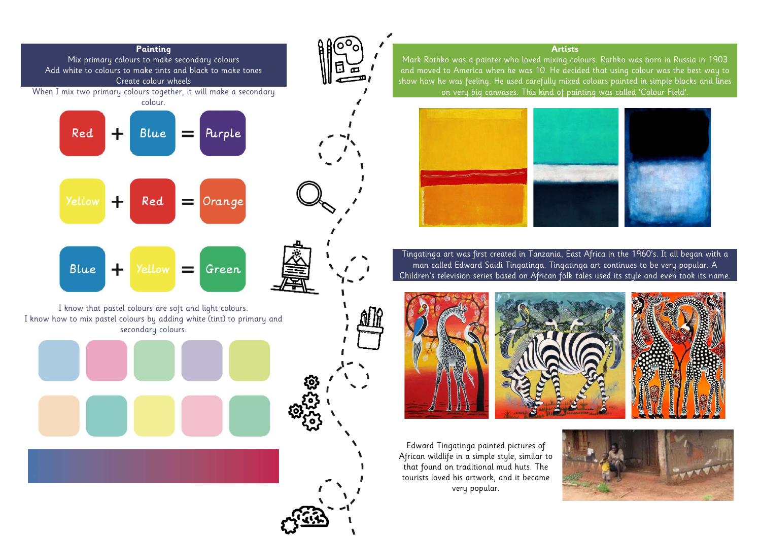## Painting

Mix primary colours to make secondary colours
Add white to colours to make tints and black to make tones
Create colour wheels

When I mix two primary colours together, it will make a secondary colour.

Red + Blue = Purple

Yellow + Red = Orange

Blue + Yellow = Green

I know that pastel colours are soft and light colours.
I know how to mix pastel colours by adding white (tint) to primary and secondary colours.

## Artists

Mark Rothko was a painter who loved mixing colours. Rothko was born in Russia in 1903 and moved to America when he was 10. He decided that using colour was the best way to show how he was feeling. He used carefully mixed colours painted in simple blocks and lines on very big canvases. This kind of painting was called 'Colour Field'.

Tingatinga art was first created in Tanzania, East Africa in the 1960's. It all began with a man called Edward Saidi Tingatinga. Tingatinga art continues to be very popular. A Children's television series based on African folk tales used its style and even took its name.

Edward Tingatinga painted pictures of African wildlife in a simple style, similar to that found on traditional mud huts. The tourists loved his artwork, and it became very popular.